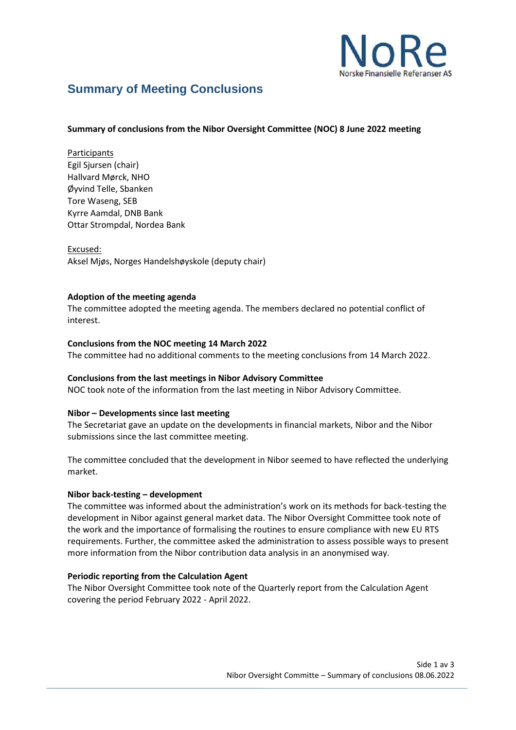NoRe
Norske Finansielle Referanser AS

# Summary of Meeting Conclusions

**Summary of conclusions from the Nibor Oversight Committee (NOC) 8 June 2022 meeting**

Participants
Egil Sjursen (chair)
Hallvard Mørck, NHO
Øyvind Telle, Sbanken
Tore Waseng, SEB
Kyrre Aamdal, DNB Bank
Ottar Strompdal, Nordea Bank

Excused:
Aksel Mjøs, Norges Handelshøyskole (deputy chair)

**Adoption of the meeting agenda**
The committee adopted the meeting agenda. The members declared no potential conflict of interest.

**Conclusions from the NOC meeting 14 March 2022**
The committee had no additional comments to the meeting conclusions from 14 March 2022.

**Conclusions from the last meetings in Nibor Advisory Committee**
NOC took note of the information from the last meeting in Nibor Advisory Committee.

**Nibor – Developments since last meeting**
The Secretariat gave an update on the developments in financial markets, Nibor and the Nibor submissions since the last committee meeting.

The committee concluded that the development in Nibor seemed to have reflected the underlying market.

**Nibor back-testing – development**
The committee was informed about the administration's work on its methods for back-testing the development in Nibor against general market data. The Nibor Oversight Committee took note of the work and the importance of formalising the routines to ensure compliance with new EU RTS requirements. Further, the committee asked the administration to assess possible ways to present more information from the Nibor contribution data analysis in an anonymised way.

**Periodic reporting from the Calculation Agent**
The Nibor Oversight Committee took note of the Quarterly report from the Calculation Agent covering the period February 2022 - April 2022.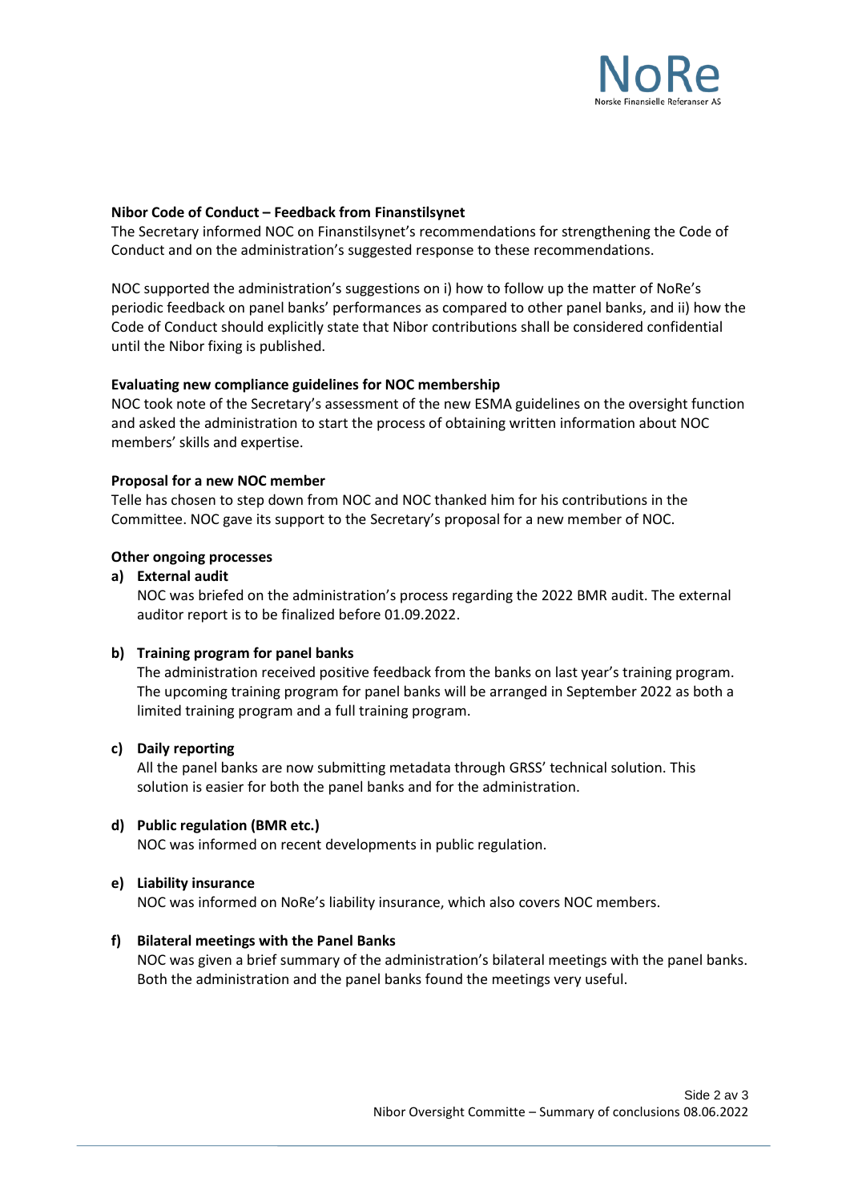**Nibor Code of Conduct – Feedback from Finanstilsynet**

The Secretary informed NOC on Finanstilsynet's recommendations for strengthening the Code of Conduct and on the administration's suggested response to these recommendations.

NOC supported the administration's suggestions on i) how to follow up the matter of NoRe's periodic feedback on panel banks' performances as compared to other panel banks, and ii) how the Code of Conduct should explicitly state that Nibor contributions shall be considered confidential until the Nibor fixing is published.

**Evaluating new compliance guidelines for NOC membership**

NOC took note of the Secretary's assessment of the new ESMA guidelines on the oversight function and asked the administration to start the process of obtaining written information about NOC members' skills and expertise.

**Proposal for a new NOC member**

Telle has chosen to step down from NOC and NOC thanked him for his contributions in the Committee. NOC gave its support to the Secretary's proposal for a new member of NOC.

**Other ongoing processes**

**a) External audit**

NOC was briefed on the administration's process regarding the 2022 BMR audit. The external auditor report is to be finalized before 01.09.2022.

**b) Training program for panel banks**

The administration received positive feedback from the banks on last year's training program. The upcoming training program for panel banks will be arranged in September 2022 as both a limited training program and a full training program.

**c) Daily reporting**

All the panel banks are now submitting metadata through GRSS' technical solution. This solution is easier for both the panel banks and for the administration.

**d) Public regulation (BMR etc.)**

NOC was informed on recent developments in public regulation.

**e) Liability insurance**

NOC was informed on NoRe's liability insurance, which also covers NOC members.

**f) Bilateral meetings with the Panel Banks**

NOC was given a brief summary of the administration's bilateral meetings with the panel banks. Both the administration and the panel banks found the meetings very useful.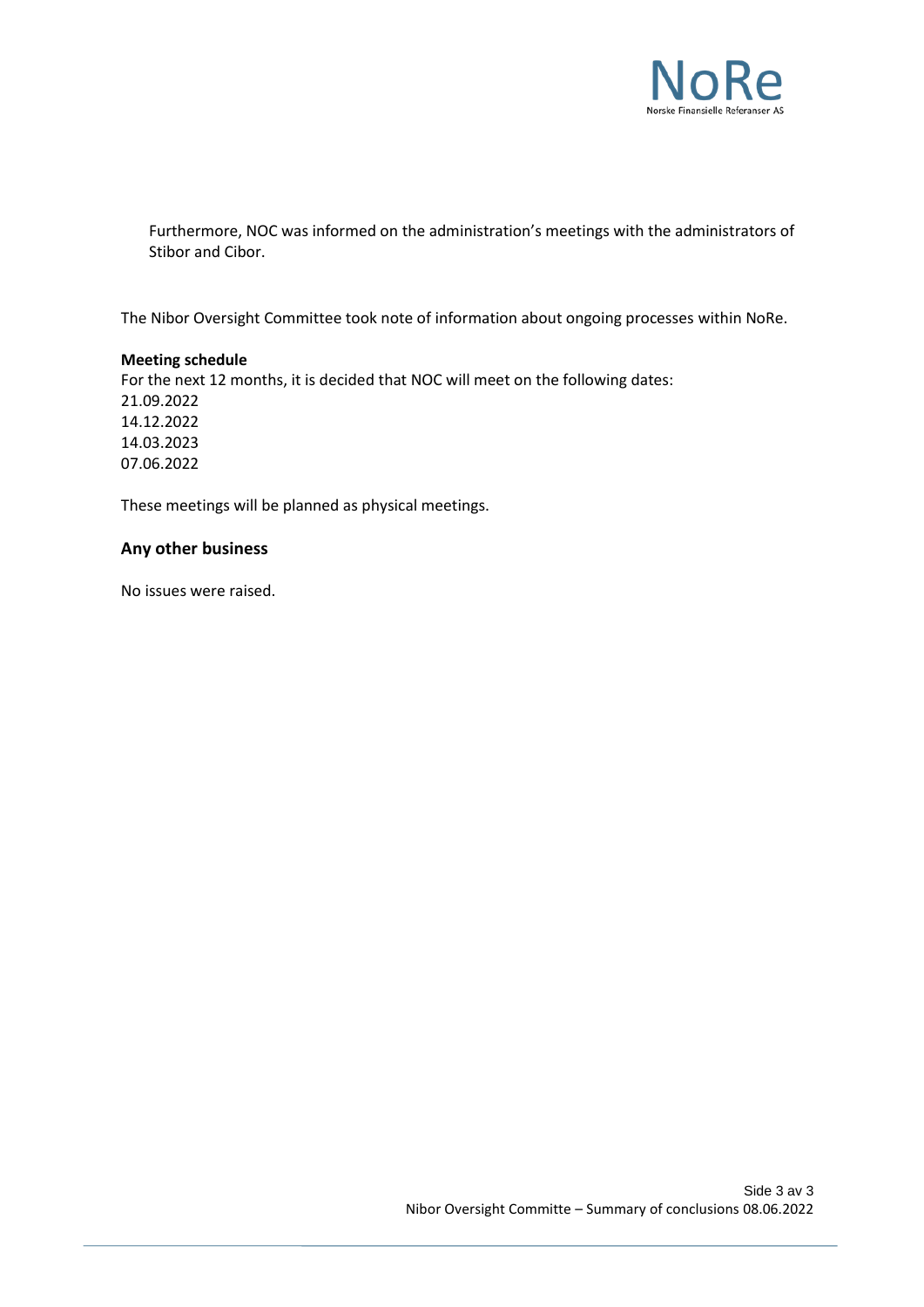Furthermore, NOC was informed on the administration's meetings with the administrators of Stibor and Cibor.

The Nibor Oversight Committee took note of information about ongoing processes within NoRe.

**Meeting schedule**

For the next 12 months, it is decided that NOC will meet on the following dates:
21.09.2022
14.12.2022
14.03.2023
07.06.2022

These meetings will be planned as physical meetings.

## Any other business

No issues were raised.